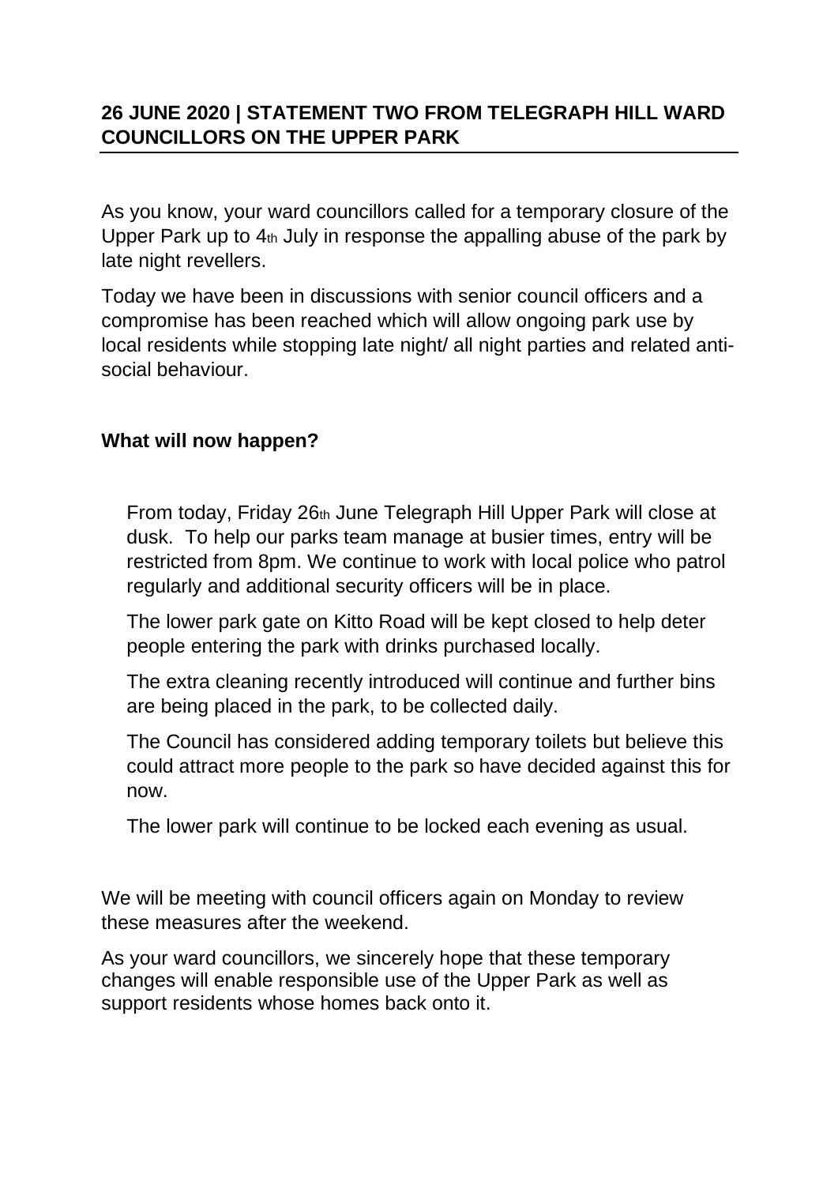## 26 JUNE 2020 | STATEMENT TWO FROM TELEGRAPH HILL WARD COUNCILLORS ON THE UPPER PARK

As you know, your ward councillors called for a temporary closure of the Upper Park up to 4th July in response the appalling abuse of the park by late night revellers.

Today we have been in discussions with senior council officers and a compromise has been reached which will allow ongoing park use by local residents while stopping late night/ all night parties and related anti-social behaviour.

**What will now happen?**

From today, Friday 26th June Telegraph Hill Upper Park will close at dusk. To help our parks team manage at busier times, entry will be restricted from 8pm. We continue to work with local police who patrol regularly and additional security officers will be in place.

The lower park gate on Kitto Road will be kept closed to help deter people entering the park with drinks purchased locally.

The extra cleaning recently introduced will continue and further bins are being placed in the park, to be collected daily.

The Council has considered adding temporary toilets but believe this could attract more people to the park so have decided against this for now.

The lower park will continue to be locked each evening as usual.

We will be meeting with council officers again on Monday to review these measures after the weekend.

As your ward councillors, we sincerely hope that these temporary changes will enable responsible use of the Upper Park as well as support residents whose homes back onto it.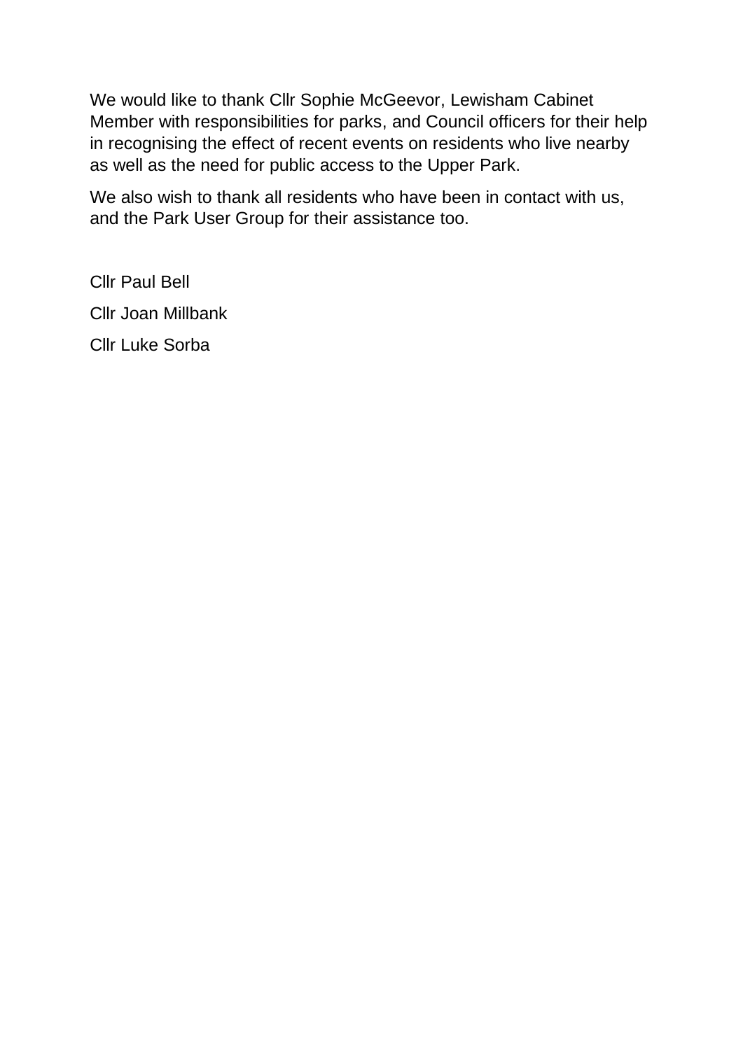We would like to thank Cllr Sophie McGeevor, Lewisham Cabinet Member with responsibilities for parks, and Council officers for their help in recognising the effect of recent events on residents who live nearby as well as the need for public access to the Upper Park.

We also wish to thank all residents who have been in contact with us, and the Park User Group for their assistance too.

Cllr Paul Bell

Cllr Joan Millbank

Cllr Luke Sorba